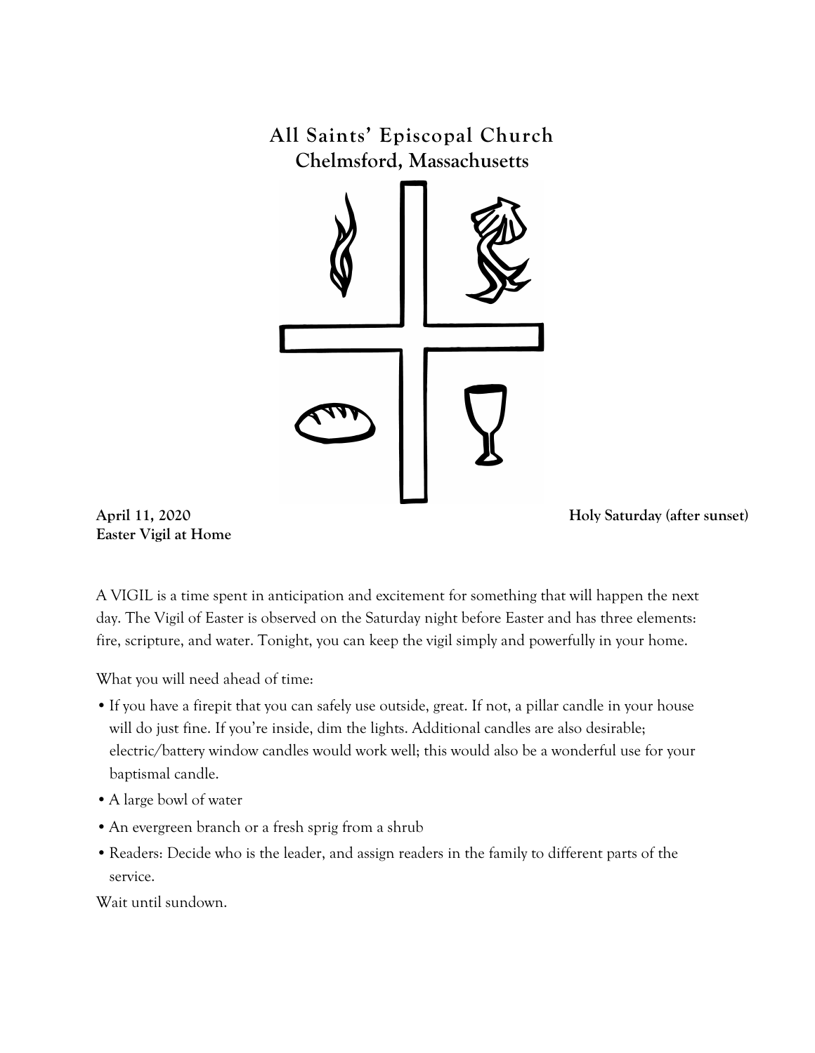# All Saints' Episcopal Church
## Chelmsford, Massachusetts

**April 11, 2020** **Holy Saturday (after sunset)**
**Easter Vigil at Home**

A VIGIL is a time spent in anticipation and excitement for something that will happen the next day. The Vigil of Easter is observed on the Saturday night before Easter and has three elements: fire, scripture, and water. Tonight, you can keep the vigil simply and powerfully in your home.

What you will need ahead of time:

- If you have a firepit that you can safely use outside, great. If not, a pillar candle in your house will do just fine. If you're inside, dim the lights. Additional candles are also desirable; electric/battery window candles would work well; this would also be a wonderful use for your baptismal candle.
- A large bowl of water
- An evergreen branch or a fresh sprig from a shrub
- Readers: Decide who is the leader, and assign readers in the family to different parts of the service.

Wait until sundown.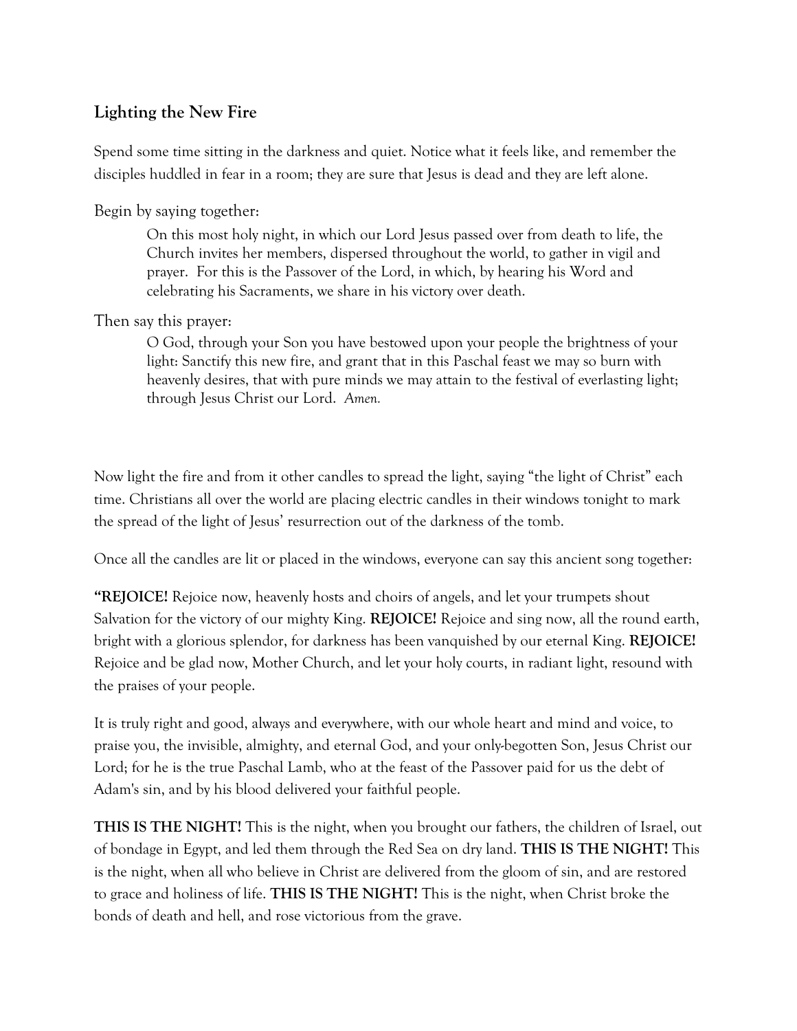## Lighting the New Fire

Spend some time sitting in the darkness and quiet. Notice what it feels like, and remember the disciples huddled in fear in a room; they are sure that Jesus is dead and they are left alone.

Begin by saying together:

> On this most holy night, in which our Lord Jesus passed over from death to life, the Church invites her members, dispersed throughout the world, to gather in vigil and prayer. For this is the Passover of the Lord, in which, by hearing his Word and celebrating his Sacraments, we share in his victory over death.

Then say this prayer:

> O God, through your Son you have bestowed upon your people the brightness of your light: Sanctify this new fire, and grant that in this Paschal feast we may so burn with heavenly desires, that with pure minds we may attain to the festival of everlasting light; through Jesus Christ our Lord. *Amen.*

Now light the fire and from it other candles to spread the light, saying "the light of Christ" each time. Christians all over the world are placing electric candles in their windows tonight to mark the spread of the light of Jesus' resurrection out of the darkness of the tomb.

Once all the candles are lit or placed in the windows, everyone can say this ancient song together:

**"REJOICE!** Rejoice now, heavenly hosts and choirs of angels, and let your trumpets shout Salvation for the victory of our mighty King. **REJOICE!** Rejoice and sing now, all the round earth, bright with a glorious splendor, for darkness has been vanquished by our eternal King. **REJOICE!** Rejoice and be glad now, Mother Church, and let your holy courts, in radiant light, resound with the praises of your people.

It is truly right and good, always and everywhere, with our whole heart and mind and voice, to praise you, the invisible, almighty, and eternal God, and your only-begotten Son, Jesus Christ our Lord; for he is the true Paschal Lamb, who at the feast of the Passover paid for us the debt of Adam's sin, and by his blood delivered your faithful people.

**THIS IS THE NIGHT!** This is the night, when you brought our fathers, the children of Israel, out of bondage in Egypt, and led them through the Red Sea on dry land. **THIS IS THE NIGHT!** This is the night, when all who believe in Christ are delivered from the gloom of sin, and are restored to grace and holiness of life. **THIS IS THE NIGHT!** This is the night, when Christ broke the bonds of death and hell, and rose victorious from the grave.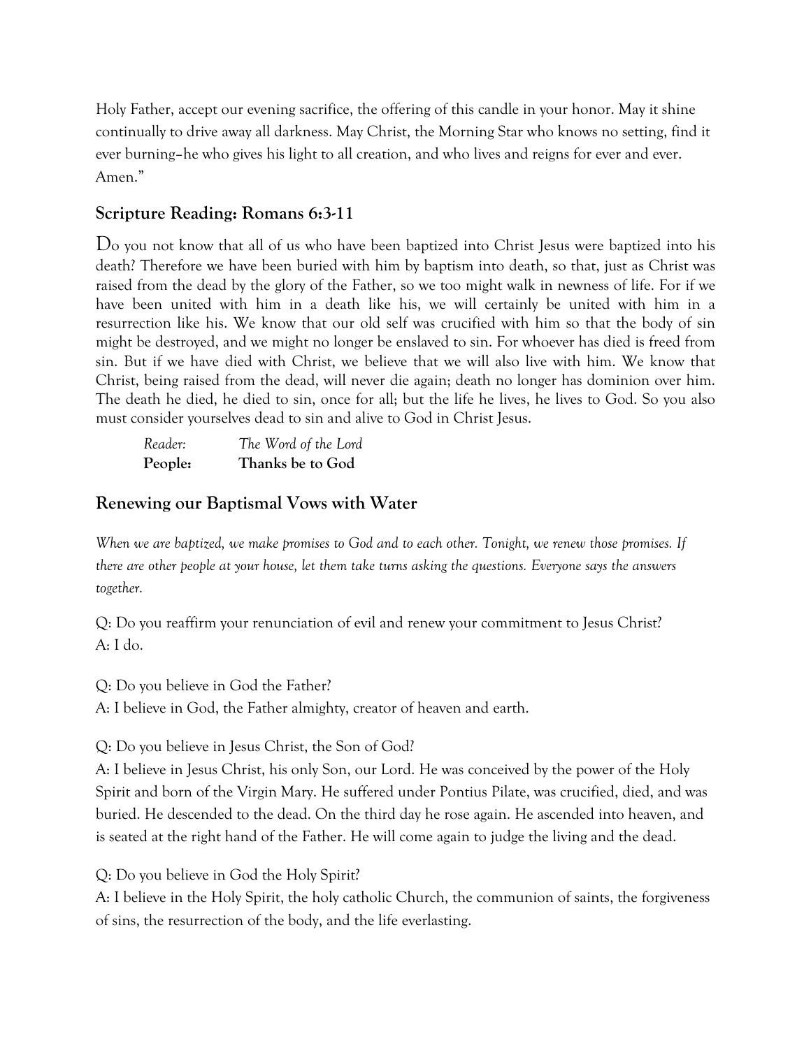Holy Father, accept our evening sacrifice, the offering of this candle in your honor. May it shine continually to drive away all darkness. May Christ, the Morning Star who knows no setting, find it ever burning–he who gives his light to all creation, and who lives and reigns for ever and ever. Amen."

## Scripture Reading: Romans 6:3-11

Do you not know that all of us who have been baptized into Christ Jesus were baptized into his death? Therefore we have been buried with him by baptism into death, so that, just as Christ was raised from the dead by the glory of the Father, so we too might walk in newness of life. For if we have been united with him in a death like his, we will certainly be united with him in a resurrection like his. We know that our old self was crucified with him so that the body of sin might be destroyed, and we might no longer be enslaved to sin. For whoever has died is freed from sin. But if we have died with Christ, we believe that we will also live with him. We know that Christ, being raised from the dead, will never die again; death no longer has dominion over him. The death he died, he died to sin, once for all; but the life he lives, he lives to God. So you also must consider yourselves dead to sin and alive to God in Christ Jesus.

*Reader:* *The Word of the Lord*
**People:** **Thanks be to God**

## Renewing our Baptismal Vows with Water

*When we are baptized, we make promises to God and to each other. Tonight, we renew those promises. If there are other people at your house, let them take turns asking the questions. Everyone says the answers together.*

Q: Do you reaffirm your renunciation of evil and renew your commitment to Jesus Christ?
A: I do.

Q: Do you believe in God the Father?
A: I believe in God, the Father almighty, creator of heaven and earth.

Q: Do you believe in Jesus Christ, the Son of God?
A: I believe in Jesus Christ, his only Son, our Lord. He was conceived by the power of the Holy Spirit and born of the Virgin Mary. He suffered under Pontius Pilate, was crucified, died, and was buried. He descended to the dead. On the third day he rose again. He ascended into heaven, and is seated at the right hand of the Father. He will come again to judge the living and the dead.

Q: Do you believe in God the Holy Spirit?
A: I believe in the Holy Spirit, the holy catholic Church, the communion of saints, the forgiveness of sins, the resurrection of the body, and the life everlasting.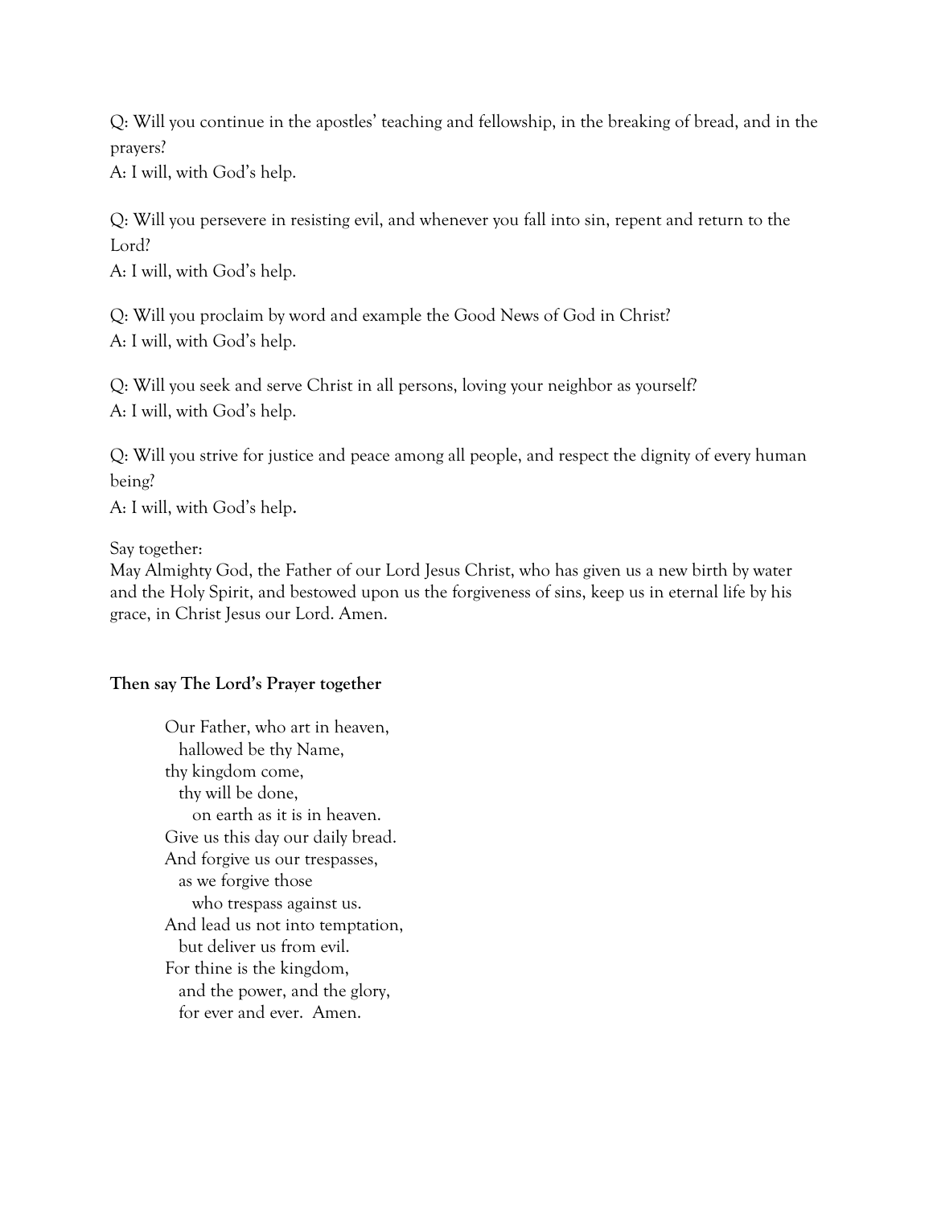Q: Will you continue in the apostles' teaching and fellowship, in the breaking of bread, and in the prayers?
A: I will, with God's help.

Q: Will you persevere in resisting evil, and whenever you fall into sin, repent and return to the Lord?
A: I will, with God's help.

Q: Will you proclaim by word and example the Good News of God in Christ?
A: I will, with God's help.

Q: Will you seek and serve Christ in all persons, loving your neighbor as yourself?
A: I will, with God's help.

Q: Will you strive for justice and peace among all people, and respect the dignity of every human being?
A: I will, with God's help.

Say together:
May Almighty God, the Father of our Lord Jesus Christ, who has given us a new birth by water and the Holy Spirit, and bestowed upon us the forgiveness of sins, keep us in eternal life by his grace, in Christ Jesus our Lord. Amen.

**Then say The Lord's Prayer together**

Our Father, who art in heaven,
  hallowed be thy Name,
thy kingdom come,
  thy will be done,
    on earth as it is in heaven.
Give us this day our daily bread.
And forgive us our trespasses,
  as we forgive those
    who trespass against us.
And lead us not into temptation,
  but deliver us from evil.
For thine is the kingdom,
  and the power, and the glory,
  for ever and ever. Amen.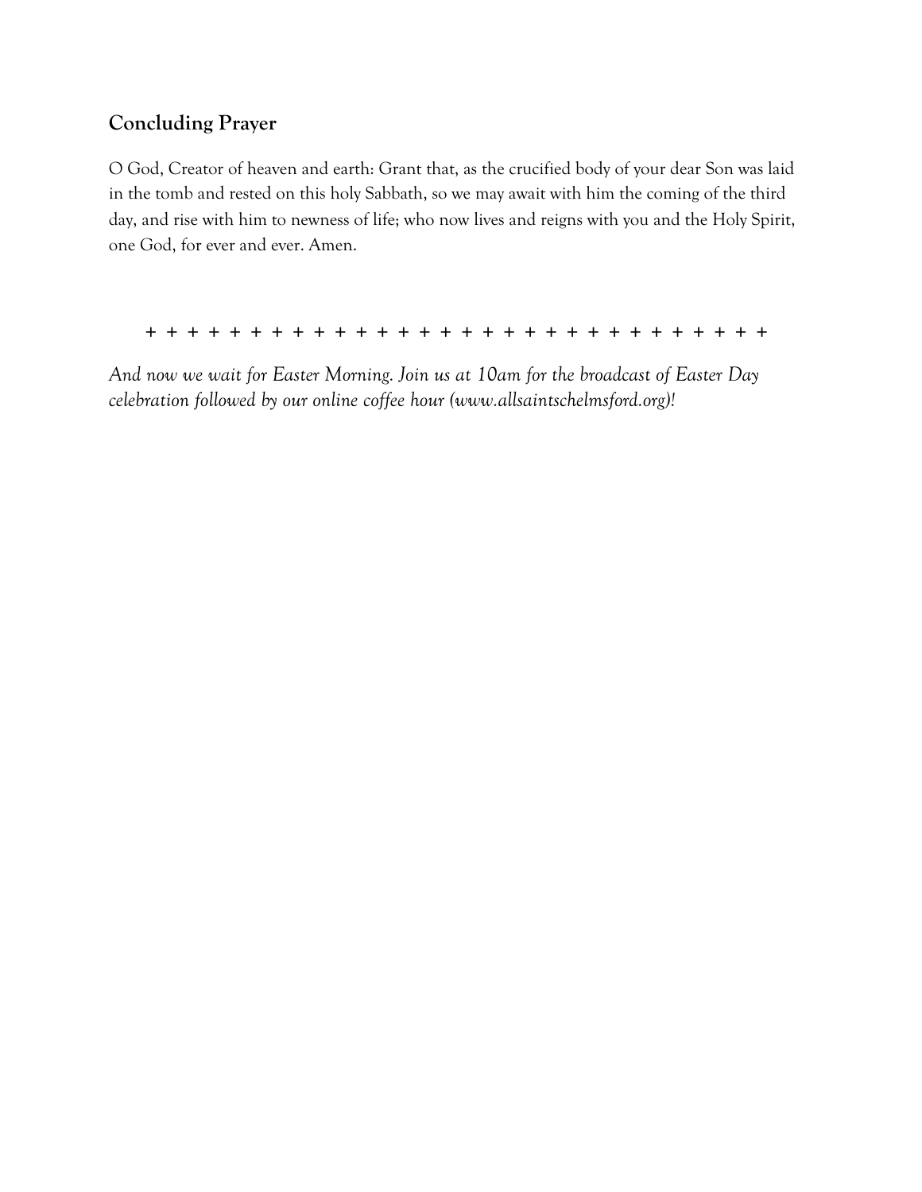## Concluding Prayer

O God, Creator of heaven and earth: Grant that, as the crucified body of your dear Son was laid in the tomb and rested on this holy Sabbath, so we may await with him the coming of the third day, and rise with him to newness of life; who now lives and reigns with you and the Holy Spirit, one God, for ever and ever. Amen.

+ + + + + + + + + + + + + + + + + + + + + + + + + + + + + + 

*And now we wait for Easter Morning. Join us at 10am for the broadcast of Easter Day celebration followed by our online coffee hour (www.allsaintschelmsford.org)!*